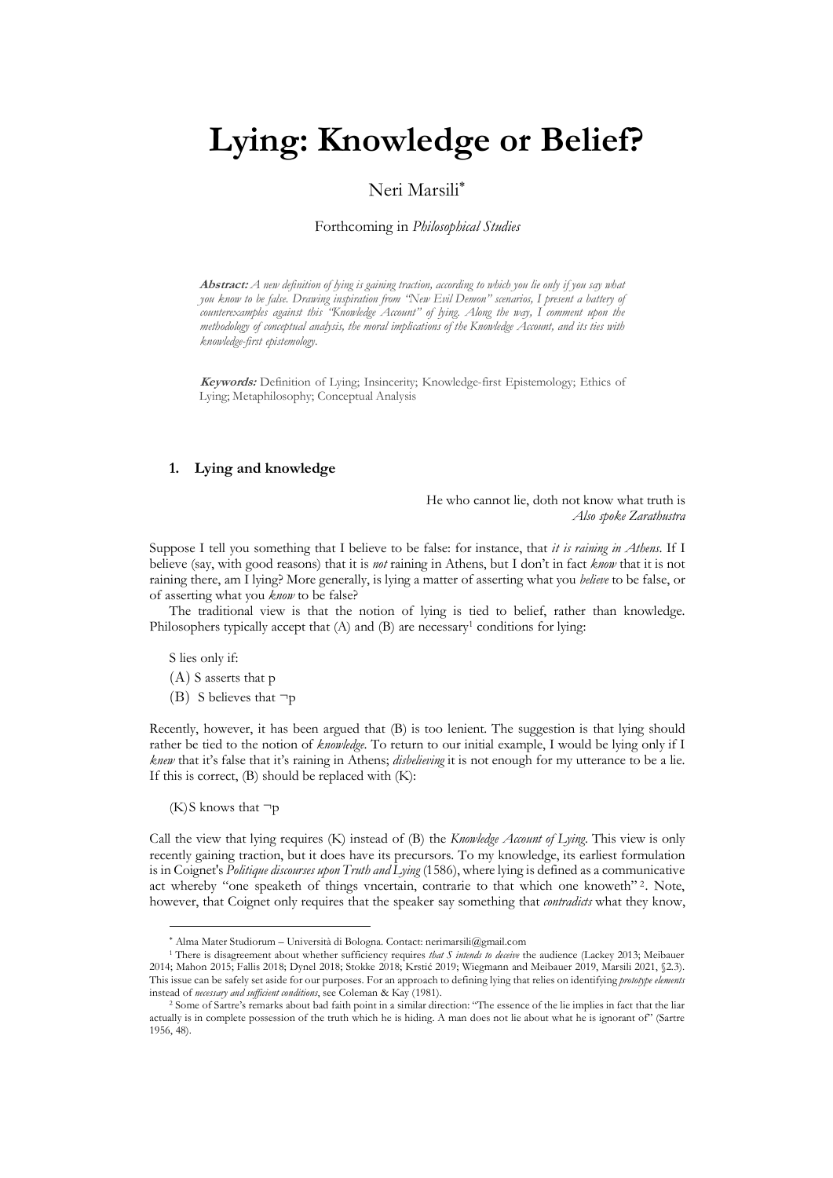# Lying: Knowledge or Belief?

Neri Marsili*

Forthcoming in *Philosophical Studies*

> ***Abstract:*** *A new definition of lying is gaining traction, according to which you lie only if you say what you know to be false. Drawing inspiration from "New Evil Demon" scenarios, I present a battery of counterexamples against this "Knowledge Account" of lying. Along the way, I comment upon the methodology of conceptual analysis, the moral implications of the Knowledge Account, and its ties with knowledge-first epistemology.*
>
> ***Keywords:*** Definition of Lying; Insincerity; Knowledge-first Epistemology; Ethics of Lying; Metaphilosophy; Conceptual Analysis

## 1. Lying and knowledge

> He who cannot lie, doth not know what truth is
> *Also spoke Zarathustra*

Suppose I tell you something that I believe to be false: for instance, that *it is raining in Athens*. If I believe (say, with good reasons) that it is *not* raining in Athens, but I don't in fact *know* that it is not raining there, am I lying? More generally, is lying a matter of asserting what you *believe* to be false, or of asserting what you *know* to be false?

The traditional view is that the notion of lying is tied to belief, rather than knowledge. Philosophers typically accept that (A) and (B) are necessary[1] conditions for lying:

S lies only if:

(A) S asserts that p

(B) S believes that ¬p

Recently, however, it has been argued that (B) is too lenient. The suggestion is that lying should rather be tied to the notion of *knowledge*. To return to our initial example, I would be lying only if I *knew* that it's false that it's raining in Athens; *disbelieving* it is not enough for my utterance to be a lie. If this is correct, (B) should be replaced with (K):

(K) S knows that ¬p

Call the view that lying requires (K) instead of (B) the *Knowledge Account of Lying*. This view is only recently gaining traction, but it does have its precursors. To my knowledge, its earliest formulation is in Coignet's *Politique discourses upon Truth and Lying* (1586), where lying is defined as a communicative act whereby "one speaketh of things vncertain, contrarie to that which one knoweth"[2]. Note, however, that Coignet only requires that the speaker say something that *contradicts* what they know,

---

\* Alma Mater Studiorum – Università di Bologna. Contact: nerimarsili@gmail.com

[1] There is disagreement about whether sufficiency requires *that S intends to deceive* the audience (Lackey 2013; Meibauer 2014; Mahon 2015; Fallis 2018; Dynel 2018; Stokke 2018; Krstić 2019; Wiegmann and Meibauer 2019, Marsili 2021, §2.3). This issue can be safely set aside for our purposes. For an approach to defining lying that relies on identifying *prototype elements* instead of *necessary and sufficient conditions*, see Coleman & Kay (1981).

[2] Some of Sartre's remarks about bad faith point in a similar direction: "The essence of the lie implies in fact that the liar actually is in complete possession of the truth which he is hiding. A man does not lie about what he is ignorant of" (Sartre 1956, 48).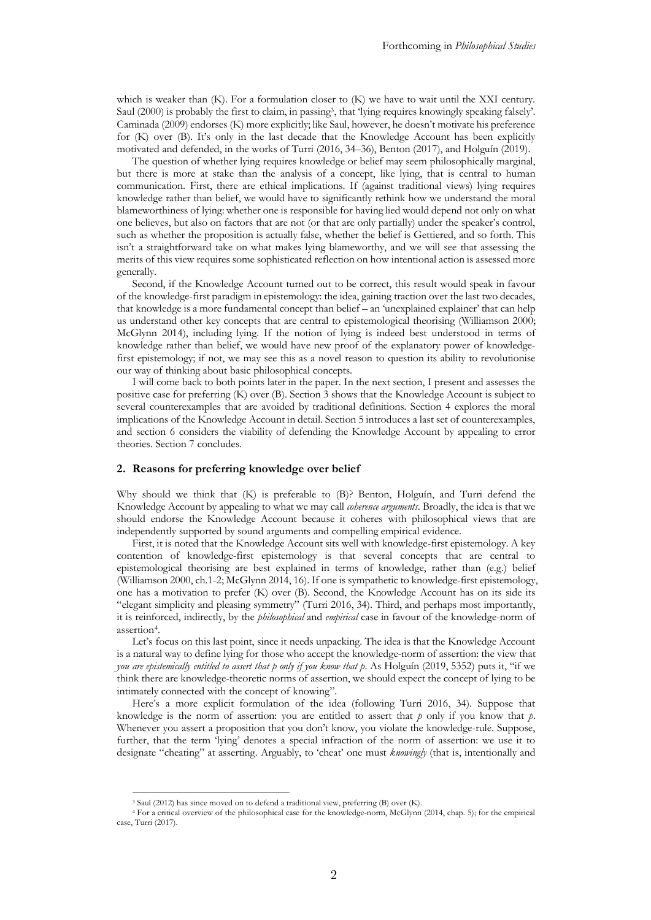which is weaker than (K). For a formulation closer to (K) we have to wait until the XXI century. Saul (2000) is probably the first to claim, in passing[3], that 'lying requires knowingly speaking falsely'. Caminada (2009) endorses (K) more explicitly; like Saul, however, he doesn't motivate his preference for (K) over (B). It's only in the last decade that the Knowledge Account has been explicitly motivated and defended, in the works of Turri (2016, 34–36), Benton (2017), and Holguín (2019).

The question of whether lying requires knowledge or belief may seem philosophically marginal, but there is more at stake than the analysis of a concept, like lying, that is central to human communication. First, there are ethical implications. If (against traditional views) lying requires knowledge rather than belief, we would have to significantly rethink how we understand the moral blameworthiness of lying: whether one is responsible for having lied would depend not only on what one believes, but also on factors that are not (or that are only partially) under the speaker's control, such as whether the proposition is actually false, whether the belief is Gettiered, and so forth. This isn't a straightforward take on what makes lying blameworthy, and we will see that assessing the merits of this view requires some sophisticated reflection on how intentional action is assessed more generally.

Second, if the Knowledge Account turned out to be correct, this result would speak in favour of the knowledge-first paradigm in epistemology: the idea, gaining traction over the last two decades, that knowledge is a more fundamental concept than belief – an 'unexplained explainer' that can help us understand other key concepts that are central to epistemological theorising (Williamson 2000; McGlynn 2014), including lying. If the notion of lying is indeed best understood in terms of knowledge rather than belief, we would have new proof of the explanatory power of knowledge-first epistemology; if not, we may see this as a novel reason to question its ability to revolutionise our way of thinking about basic philosophical concepts.

I will come back to both points later in the paper. In the next section, I present and assesses the positive case for preferring (K) over (B). Section 3 shows that the Knowledge Account is subject to several counterexamples that are avoided by traditional definitions. Section 4 explores the moral implications of the Knowledge Account in detail. Section 5 introduces a last set of counterexamples, and section 6 considers the viability of defending the Knowledge Account by appealing to error theories. Section 7 concludes.

## 2. Reasons for preferring knowledge over belief

Why should we think that (K) is preferable to (B)? Benton, Holguín, and Turri defend the Knowledge Account by appealing to what we may call *coherence arguments*. Broadly, the idea is that we should endorse the Knowledge Account because it coheres with philosophical views that are independently supported by sound arguments and compelling empirical evidence.

First, it is noted that the Knowledge Account sits well with knowledge-first epistemology. A key contention of knowledge-first epistemology is that several concepts that are central to epistemological theorising are best explained in terms of knowledge, rather than (e.g.) belief (Williamson 2000, ch.1-2; McGlynn 2014, 16). If one is sympathetic to knowledge-first epistemology, one has a motivation to prefer (K) over (B). Second, the Knowledge Account has on its side its "elegant simplicity and pleasing symmetry" (Turri 2016, 34). Third, and perhaps most importantly, it is reinforced, indirectly, by the *philosophical* and *empirical* case in favour of the knowledge-norm of assertion[4].

Let's focus on this last point, since it needs unpacking. The idea is that the Knowledge Account is a natural way to define lying for those who accept the knowledge-norm of assertion: the view that *you are epistemically entitled to assert that p only if you know that p*. As Holguín (2019, 5352) puts it, "if we think there are knowledge-theoretic norms of assertion, we should expect the concept of lying to be intimately connected with the concept of knowing".

Here's a more explicit formulation of the idea (following Turri 2016, 34). Suppose that knowledge is the norm of assertion: you are entitled to assert that *p* only if you know that *p*. Whenever you assert a proposition that you don't know, you violate the knowledge-rule. Suppose, further, that the term 'lying' denotes a special infraction of the norm of assertion: we use it to designate "cheating" at asserting. Arguably, to 'cheat' one must *knowingly* (that is, intentionally and

[3] Saul (2012) has since moved on to defend a traditional view, preferring (B) over (K).

[4] For a critical overview of the philosophical case for the knowledge-norm, McGlynn (2014, chap. 5); for the empirical case, Turri (2017).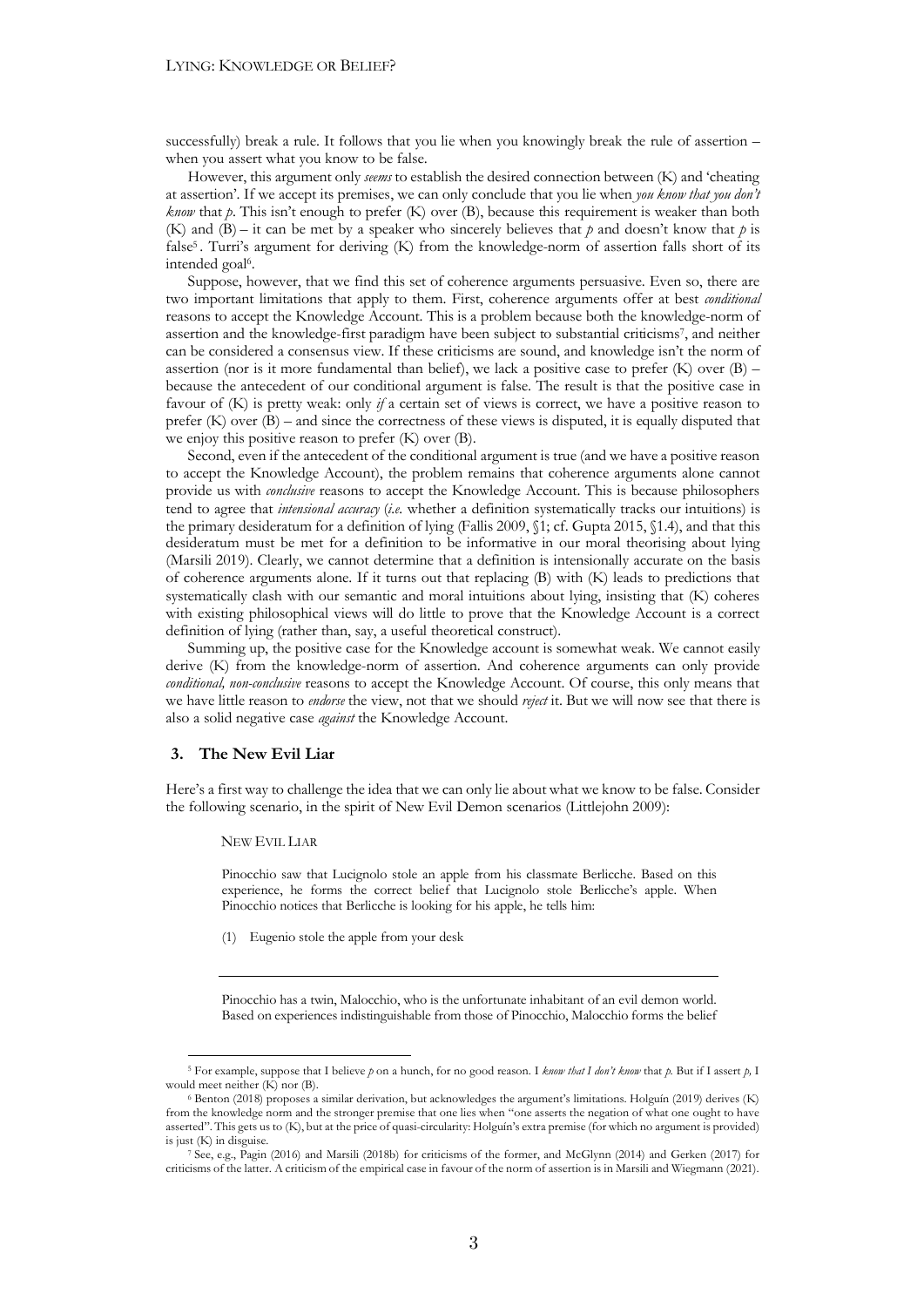successfully) break a rule. It follows that you lie when you knowingly break the rule of assertion – when you assert what you know to be false.

However, this argument only *seems* to establish the desired connection between (K) and 'cheating at assertion'. If we accept its premises, we can only conclude that you lie when *you know that you don't know* that *p*. This isn't enough to prefer (K) over (B), because this requirement is weaker than both (K) and (B) – it can be met by a speaker who sincerely believes that *p* and doesn't know that *p* is false[5]. Turri's argument for deriving (K) from the knowledge-norm of assertion falls short of its intended goal[6].

Suppose, however, that we find this set of coherence arguments persuasive. Even so, there are two important limitations that apply to them. First, coherence arguments offer at best *conditional* reasons to accept the Knowledge Account. This is a problem because both the knowledge-norm of assertion and the knowledge-first paradigm have been subject to substantial criticisms[7], and neither can be considered a consensus view. If these criticisms are sound, and knowledge isn't the norm of assertion (nor is it more fundamental than belief), we lack a positive case to prefer (K) over (B) – because the antecedent of our conditional argument is false. The result is that the positive case in favour of (K) is pretty weak: only *if* a certain set of views is correct, we have a positive reason to prefer (K) over (B) – and since the correctness of these views is disputed, it is equally disputed that we enjoy this positive reason to prefer (K) over (B).

Second, even if the antecedent of the conditional argument is true (and we have a positive reason to accept the Knowledge Account), the problem remains that coherence arguments alone cannot provide us with *conclusive* reasons to accept the Knowledge Account. This is because philosophers tend to agree that *intensional accuracy* (*i.e.* whether a definition systematically tracks our intuitions) is the primary desideratum for a definition of lying (Fallis 2009, §1; cf. Gupta 2015, §1.4), and that this desideratum must be met for a definition to be informative in our moral theorising about lying (Marsili 2019). Clearly, we cannot determine that a definition is intensionally accurate on the basis of coherence arguments alone. If it turns out that replacing (B) with (K) leads to predictions that systematically clash with our semantic and moral intuitions about lying, insisting that (K) coheres with existing philosophical views will do little to prove that the Knowledge Account is a correct definition of lying (rather than, say, a useful theoretical construct).

Summing up, the positive case for the Knowledge account is somewhat weak. We cannot easily derive (K) from the knowledge-norm of assertion. And coherence arguments can only provide *conditional, non-conclusive* reasons to accept the Knowledge Account. Of course, this only means that we have little reason to *endorse* the view, not that we should *reject* it. But we will now see that there is also a solid negative case *against* the Knowledge Account.

## 3. The New Evil Liar

Here's a first way to challenge the idea that we can only lie about what we know to be false. Consider the following scenario, in the spirit of New Evil Demon scenarios (Littlejohn 2009):

> NEW EVIL LIAR
>
> Pinocchio saw that Lucignolo stole an apple from his classmate Berlicche. Based on this experience, he forms the correct belief that Lucignolo stole Berlicche's apple. When Pinocchio notices that Berlicche is looking for his apple, he tells him:
>
> (1) Eugenio stole the apple from your desk
>
> ---
>
> Pinocchio has a twin, Malocchio, who is the unfortunate inhabitant of an evil demon world. Based on experiences indistinguishable from those of Pinocchio, Malocchio forms the belief

---

[5] For example, suppose that I believe *p* on a hunch, for no good reason. I *know that I don't know* that *p*. But if I assert *p*, I would meet neither (K) nor (B).

[6] Benton (2018) proposes a similar derivation, but acknowledges the argument's limitations. Holguín (2019) derives (K) from the knowledge norm and the stronger premise that one lies when "one asserts the negation of what one ought to have asserted". This gets us to (K), but at the price of quasi-circularity: Holguín's extra premise (for which no argument is provided) is just (K) in disguise.

[7] See, e.g., Pagin (2016) and Marsili (2018b) for criticisms of the former, and McGlynn (2014) and Gerken (2017) for criticisms of the latter. A criticism of the empirical case in favour of the norm of assertion is in Marsili and Wiegmann (2021).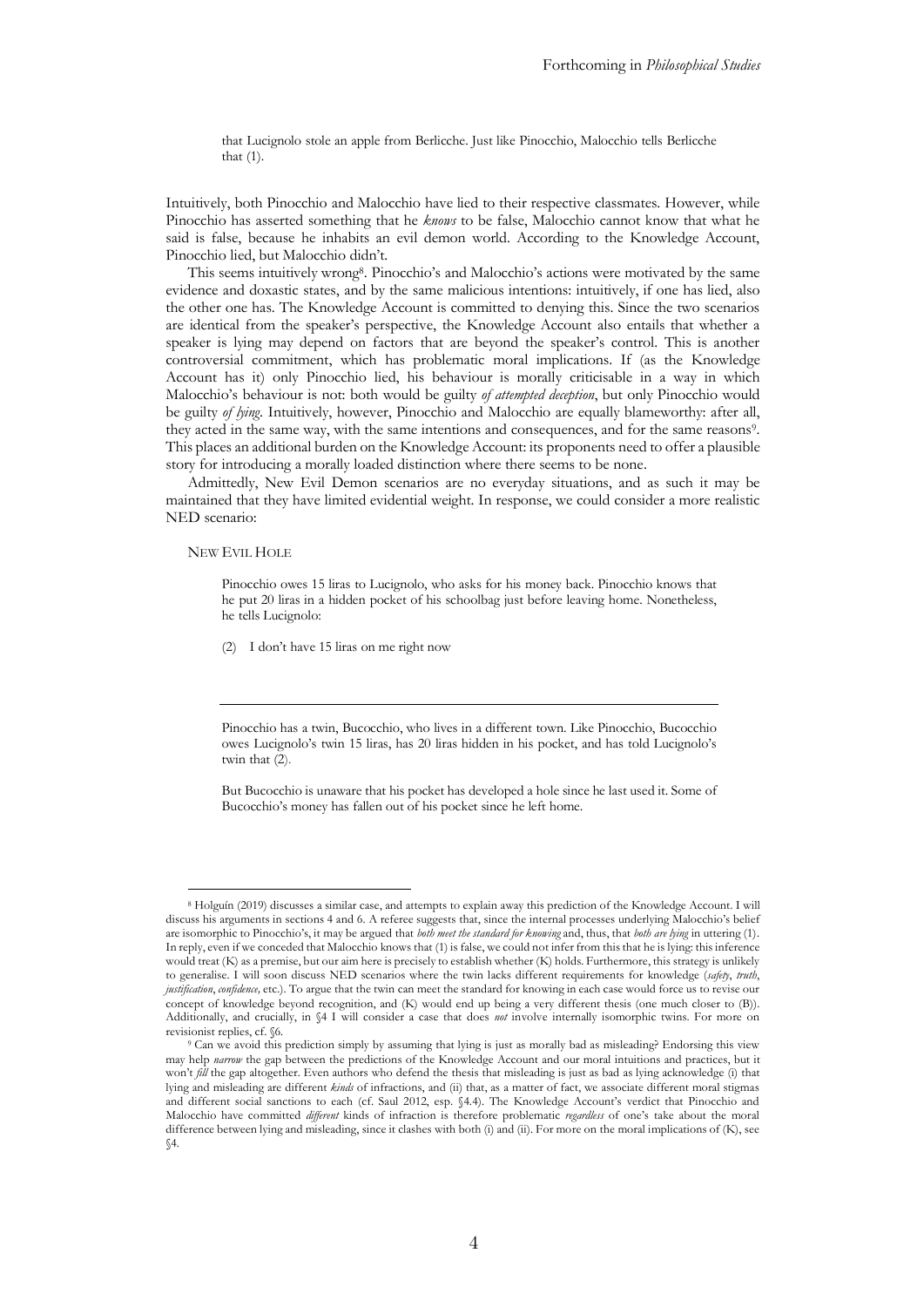> that Lucignolo stole an apple from Berlicche. Just like Pinocchio, Malocchio tells Berlicche that (1).

Intuitively, both Pinocchio and Malocchio have lied to their respective classmates. However, while Pinocchio has asserted something that he *knows* to be false, Malocchio cannot know that what he said is false, because he inhabits an evil demon world. According to the Knowledge Account, Pinocchio lied, but Malocchio didn't.

This seems intuitively wrong[8]. Pinocchio's and Malocchio's actions were motivated by the same evidence and doxastic states, and by the same malicious intentions: intuitively, if one has lied, also the other one has. The Knowledge Account is committed to denying this. Since the two scenarios are identical from the speaker's perspective, the Knowledge Account also entails that whether a speaker is lying may depend on factors that are beyond the speaker's control. This is another controversial commitment, which has problematic moral implications. If (as the Knowledge Account has it) only Pinocchio lied, his behaviour is morally criticisable in a way in which Malocchio's behaviour is not: both would be guilty *of attempted deception*, but only Pinocchio would be guilty *of lying*. Intuitively, however, Pinocchio and Malocchio are equally blameworthy: after all, they acted in the same way, with the same intentions and consequences, and for the same reasons[9]. This places an additional burden on the Knowledge Account: its proponents need to offer a plausible story for introducing a morally loaded distinction where there seems to be none.

Admittedly, New Evil Demon scenarios are no everyday situations, and as such it may be maintained that they have limited evidential weight. In response, we could consider a more realistic NED scenario:

NEW EVIL HOLE

> Pinocchio owes 15 liras to Lucignolo, who asks for his money back. Pinocchio knows that he put 20 liras in a hidden pocket of his schoolbag just before leaving home. Nonetheless, he tells Lucignolo:
>
> (2) I don't have 15 liras on me right now
>
> ---
>
> Pinocchio has a twin, Bucocchio, who lives in a different town. Like Pinocchio, Bucocchio owes Lucignolo's twin 15 liras, has 20 liras hidden in his pocket, and has told Lucignolo's twin that (2).
>
> But Bucocchio is unaware that his pocket has developed a hole since he last used it. Some of Bucocchio's money has fallen out of his pocket since he left home.

---

[8] Holguín (2019) discusses a similar case, and attempts to explain away this prediction of the Knowledge Account. I will discuss his arguments in sections 4 and 6. A referee suggests that, since the internal processes underlying Malocchio's belief are isomorphic to Pinocchio's, it may be argued that *both meet the standard for knowing* and, thus, that *both are lying* in uttering (1). In reply, even if we conceded that Malocchio knows that (1) is false, we could not infer from this that he is lying: this inference would treat (K) as a premise, but our aim here is precisely to establish whether (K) holds. Furthermore, this strategy is unlikely to generalise. I will soon discuss NED scenarios where the twin lacks different requirements for knowledge (*safety*, *truth*, *justification*, *confidence*, etc.). To argue that the twin can meet the standard for knowing in each case would force us to revise our concept of knowledge beyond recognition, and (K) would end up being a very different thesis (one much closer to (B)). Additionally, and crucially, in §4 I will consider a case that does *not* involve internally isomorphic twins. For more on revisionist replies, cf. §6.

[9] Can we avoid this prediction simply by assuming that lying is just as morally bad as misleading? Endorsing this view may help *narrow* the gap between the predictions of the Knowledge Account and our moral intuitions and practices, but it won't *fill* the gap altogether. Even authors who defend the thesis that misleading is just as bad as lying acknowledge (i) that lying and misleading are different *kinds* of infractions, and (ii) that, as a matter of fact, we associate different moral stigmas and different social sanctions to each (cf. Saul 2012, esp. §4.4). The Knowledge Account's verdict that Pinocchio and Malocchio have committed *different* kinds of infraction is therefore problematic *regardless* of one's take about the moral difference between lying and misleading, since it clashes with both (i) and (ii). For more on the moral implications of (K), see §4.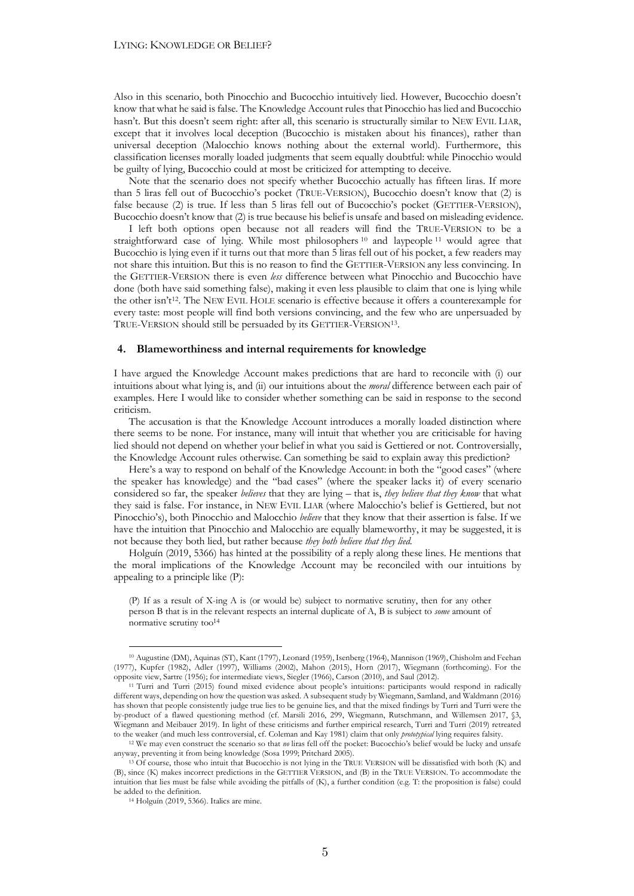Also in this scenario, both Pinocchio and Bucocchio intuitively lied. However, Bucocchio doesn't know that what he said is false. The Knowledge Account rules that Pinocchio has lied and Bucocchio hasn't. But this doesn't seem right: after all, this scenario is structurally similar to NEW EVIL LIAR, except that it involves local deception (Bucocchio is mistaken about his finances), rather than universal deception (Malocchio knows nothing about the external world). Furthermore, this classification licenses morally loaded judgments that seem equally doubtful: while Pinocchio would be guilty of lying, Bucocchio could at most be criticized for attempting to deceive.

Note that the scenario does not specify whether Bucocchio actually has fifteen liras. If more than 5 liras fell out of Bucocchio's pocket (TRUE-VERSION), Bucocchio doesn't know that (2) is false because (2) is true. If less than 5 liras fell out of Bucocchio's pocket (GETTIER-VERSION), Bucocchio doesn't know that (2) is true because his belief is unsafe and based on misleading evidence.

I left both options open because not all readers will find the TRUE-VERSION to be a straightforward case of lying. While most philosophers[10] and laypeople[11] would agree that Bucocchio is lying even if it turns out that more than 5 liras fell out of his pocket, a few readers may not share this intuition. But this is no reason to find the GETTIER-VERSION any less convincing. In the GETTIER-VERSION there is even *less* difference between what Pinocchio and Bucocchio have done (both have said something false), making it even less plausible to claim that one is lying while the other isn't[12]. The NEW EVIL HOLE scenario is effective because it offers a counterexample for every taste: most people will find both versions convincing, and the few who are unpersuaded by TRUE-VERSION should still be persuaded by its GETTIER-VERSION[13].

## 4. Blameworthiness and internal requirements for knowledge

I have argued the Knowledge Account makes predictions that are hard to reconcile with (i) our intuitions about what lying is, and (ii) our intuitions about the *moral* difference between each pair of examples. Here I would like to consider whether something can be said in response to the second criticism.

The accusation is that the Knowledge Account introduces a morally loaded distinction where there seems to be none. For instance, many will intuit that whether you are criticisable for having lied should not depend on whether your belief in what you said is Gettiered or not. Controversially, the Knowledge Account rules otherwise. Can something be said to explain away this prediction?

Here's a way to respond on behalf of the Knowledge Account: in both the "good cases" (where the speaker has knowledge) and the "bad cases" (where the speaker lacks it) of every scenario considered so far, the speaker *believes* that they are lying – that is, *they believe that they know* that what they said is false. For instance, in NEW EVIL LIAR (where Malocchio's belief is Gettiered, but not Pinocchio's), both Pinocchio and Malocchio *believe* that they know that their assertion is false. If we have the intuition that Pinocchio and Malocchio are equally blameworthy, it may be suggested, it is not because they both lied, but rather because *they both believe that they lied*.

Holguín (2019, 5366) has hinted at the possibility of a reply along these lines. He mentions that the moral implications of the Knowledge Account may be reconciled with our intuitions by appealing to a principle like (P):

> (P) If as a result of X-ing A is (or would be) subject to normative scrutiny, then for any other person B that is in the relevant respects an internal duplicate of A, B is subject to *some* amount of normative scrutiny too[14]

---

[10] Augustine (DM), Aquinas (ST), Kant (1797), Leonard (1959), Isenberg (1964), Mannison (1969), Chisholm and Feehan (1977), Kupfer (1982), Adler (1997), Williams (2002), Mahon (2015), Horn (2017), Wiegmann (forthcoming). For the opposite view, Sartre (1956); for intermediate views, Siegler (1966), Carson (2010), and Saul (2012).

[11] Turri and Turri (2015) found mixed evidence about people's intuitions: participants would respond in radically different ways, depending on how the question was asked. A subsequent study by Wiegmann, Samland, and Waldmann (2016) has shown that people consistently judge true lies to be genuine lies, and that the mixed findings by Turri and Turri were the by-product of a flawed questioning method (cf. Marsili 2016, 299, Wiegmann, Rutschmann, and Willemsen 2017, §3, Wiegmann and Meibauer 2019). In light of these criticisms and further empirical research, Turri and Turri (2019) retreated to the weaker (and much less controversial, cf. Coleman and Kay 1981) claim that only *prototypical* lying requires falsity.

[12] We may even construct the scenario so that *no* liras fell off the pocket: Bucocchio's belief would be lucky and unsafe anyway, preventing it from being knowledge (Sosa 1999; Pritchard 2005).

[13] Of course, those who intuit that Bucocchio is not lying in the TRUE VERSION will be dissatisfied with both (K) and (B), since (K) makes incorrect predictions in the GETTIER VERSION, and (B) in the TRUE VERSION. To accommodate the intuition that lies must be false while avoiding the pitfalls of (K), a further condition (e.g. T: the proposition is false) could be added to the definition.

[14] Holguín (2019, 5366). Italics are mine.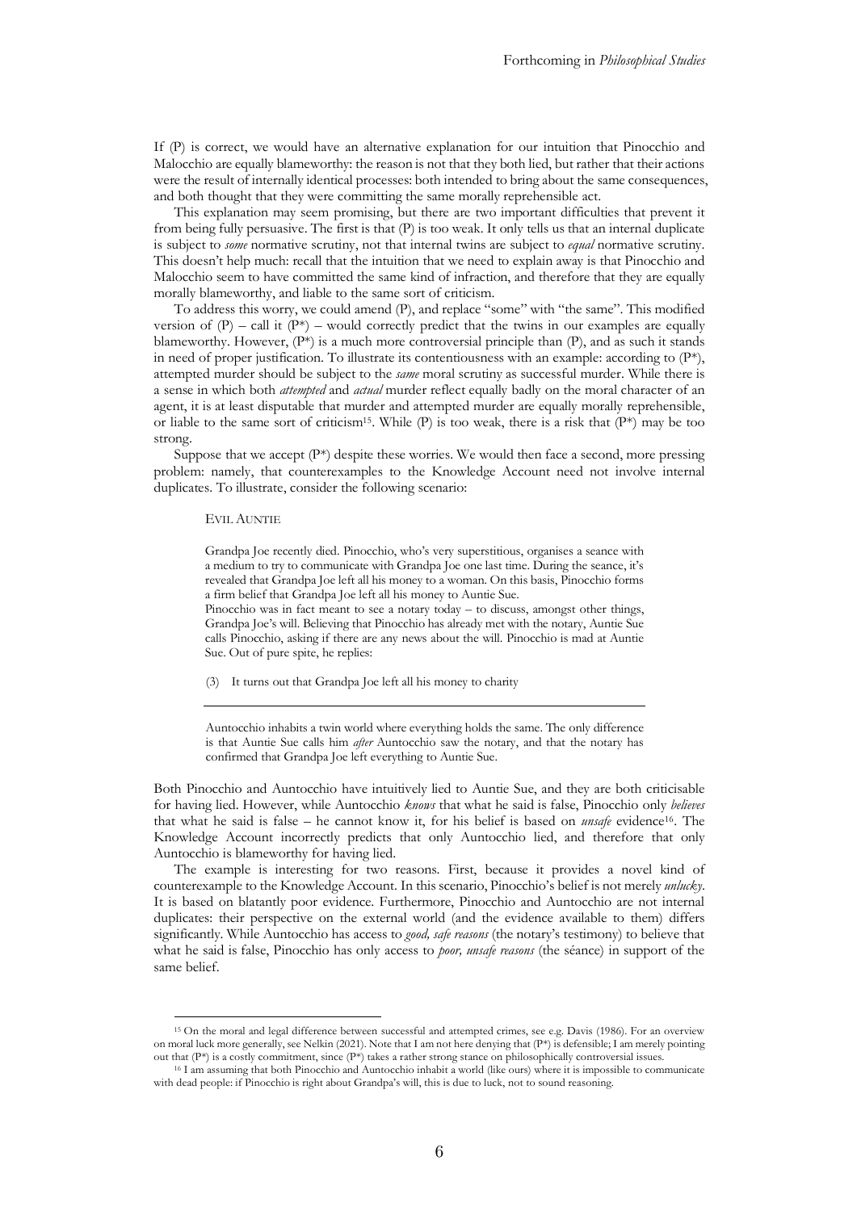If (P) is correct, we would have an alternative explanation for our intuition that Pinocchio and Malocchio are equally blameworthy: the reason is not that they both lied, but rather that their actions were the result of internally identical processes: both intended to bring about the same consequences, and both thought that they were committing the same morally reprehensible act.

This explanation may seem promising, but there are two important difficulties that prevent it from being fully persuasive. The first is that (P) is too weak. It only tells us that an internal duplicate is subject to *some* normative scrutiny, not that internal twins are subject to *equal* normative scrutiny. This doesn't help much: recall that the intuition that we need to explain away is that Pinocchio and Malocchio seem to have committed the same kind of infraction, and therefore that they are equally morally blameworthy, and liable to the same sort of criticism.

To address this worry, we could amend (P), and replace "some" with "the same". This modified version of (P) – call it (P*) – would correctly predict that the twins in our examples are equally blameworthy. However, (P*) is a much more controversial principle than (P), and as such it stands in need of proper justification. To illustrate its contentiousness with an example: according to (P*), attempted murder should be subject to the *same* moral scrutiny as successful murder. While there is a sense in which both *attempted* and *actual* murder reflect equally badly on the moral character of an agent, it is at least disputable that murder and attempted murder are equally morally reprehensible, or liable to the same sort of criticism[15]. While (P) is too weak, there is a risk that (P*) may be too strong.

Suppose that we accept (P*) despite these worries. We would then face a second, more pressing problem: namely, that counterexamples to the Knowledge Account need not involve internal duplicates. To illustrate, consider the following scenario:

EVIL AUNTIE

> Grandpa Joe recently died. Pinocchio, who's very superstitious, organises a seance with a medium to try to communicate with Grandpa Joe one last time. During the seance, it's revealed that Grandpa Joe left all his money to a woman. On this basis, Pinocchio forms a firm belief that Grandpa Joe left all his money to Auntie Sue.
>
> Pinocchio was in fact meant to see a notary today – to discuss, amongst other things, Grandpa Joe's will. Believing that Pinocchio has already met with the notary, Auntie Sue calls Pinocchio, asking if there are any news about the will. Pinocchio is mad at Auntie Sue. Out of pure spite, he replies:
>
> (3) It turns out that Grandpa Joe left all his money to charity
>
> ---
>
> Auntocchio inhabits a twin world where everything holds the same. The only difference is that Auntie Sue calls him *after* Auntocchio saw the notary, and that the notary has confirmed that Grandpa Joe left everything to Auntie Sue.

Both Pinocchio and Auntocchio have intuitively lied to Auntie Sue, and they are both criticisable for having lied. However, while Auntocchio *knows* that what he said is false, Pinocchio only *believes* that what he said is false – he cannot know it, for his belief is based on *unsafe* evidence[16]. The Knowledge Account incorrectly predicts that only Auntocchio lied, and therefore that only Auntocchio is blameworthy for having lied.

The example is interesting for two reasons. First, because it provides a novel kind of counterexample to the Knowledge Account. In this scenario, Pinocchio's belief is not merely *unlucky*. It is based on blatantly poor evidence. Furthermore, Pinocchio and Auntocchio are not internal duplicates: their perspective on the external world (and the evidence available to them) differs significantly. While Auntocchio has access to *good, safe reasons* (the notary's testimony) to believe that what he said is false, Pinocchio has only access to *poor, unsafe reasons* (the séance) in support of the same belief.

---

[15] On the moral and legal difference between successful and attempted crimes, see e.g. Davis (1986). For an overview on moral luck more generally, see Nelkin (2021). Note that I am not here denying that (P*) is defensible; I am merely pointing out that (P*) is a costly commitment, since (P*) takes a rather strong stance on philosophically controversial issues.

[16] I am assuming that both Pinocchio and Auntocchio inhabit a world (like ours) where it is impossible to communicate with dead people: if Pinocchio is right about Grandpa's will, this is due to luck, not to sound reasoning.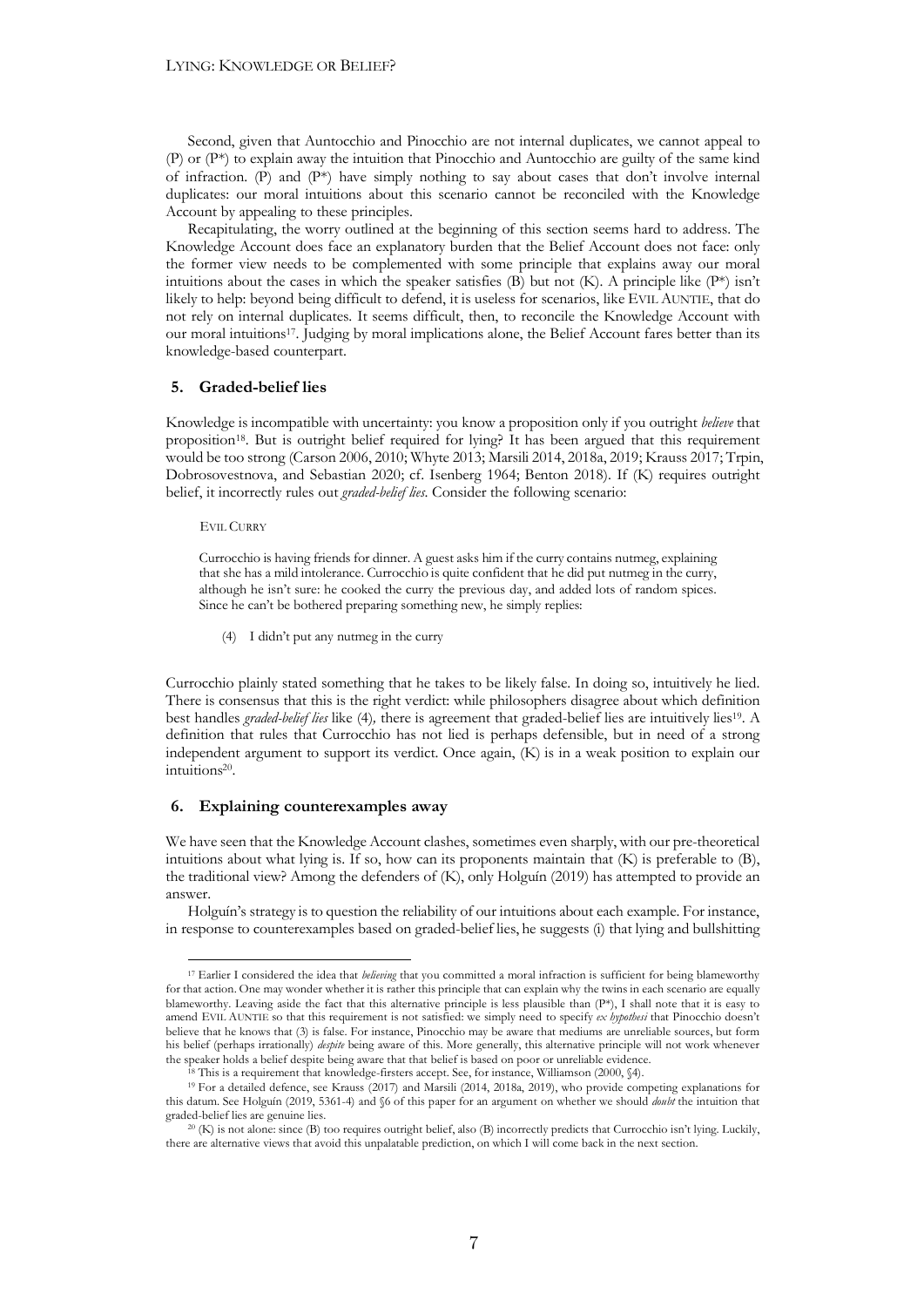Second, given that Auntocchio and Pinocchio are not internal duplicates, we cannot appeal to (P) or (P*) to explain away the intuition that Pinocchio and Auntocchio are guilty of the same kind of infraction. (P) and (P*) have simply nothing to say about cases that don't involve internal duplicates: our moral intuitions about this scenario cannot be reconciled with the Knowledge Account by appealing to these principles.

Recapitulating, the worry outlined at the beginning of this section seems hard to address. The Knowledge Account does face an explanatory burden that the Belief Account does not face: only the former view needs to be complemented with some principle that explains away our moral intuitions about the cases in which the speaker satisfies (B) but not (K). A principle like (P*) isn't likely to help: beyond being difficult to defend, it is useless for scenarios, like EVIL AUNTIE, that do not rely on internal duplicates. It seems difficult, then, to reconcile the Knowledge Account with our moral intuitions[17]. Judging by moral implications alone, the Belief Account fares better than its knowledge-based counterpart.

## 5. Graded-belief lies

Knowledge is incompatible with uncertainty: you know a proposition only if you outright *believe* that proposition[18]. But is outright belief required for lying? It has been argued that this requirement would be too strong (Carson 2006, 2010; Whyte 2013; Marsili 2014, 2018a, 2019; Krauss 2017; Trpin, Dobrosovestnova, and Sebastian 2020; cf. Isenberg 1964; Benton 2018). If (K) requires outright belief, it incorrectly rules out *graded-belief lies*. Consider the following scenario:

> EVIL CURRY
>
> Currocchio is having friends for dinner. A guest asks him if the curry contains nutmeg, explaining that she has a mild intolerance. Currocchio is quite confident that he did put nutmeg in the curry, although he isn't sure: he cooked the curry the previous day, and added lots of random spices. Since he can't be bothered preparing something new, he simply replies:
>
> (4) I didn't put any nutmeg in the curry

Currocchio plainly stated something that he takes to be likely false. In doing so, intuitively he lied. There is consensus that this is the right verdict: while philosophers disagree about which definition best handles *graded-belief lies* like (4)*,* there is agreement that graded-belief lies are intuitively lies[19]. A definition that rules that Currocchio has not lied is perhaps defensible, but in need of a strong independent argument to support its verdict. Once again, (K) is in a weak position to explain our intuitions[20].

## 6. Explaining counterexamples away

We have seen that the Knowledge Account clashes, sometimes even sharply, with our pre-theoretical intuitions about what lying is. If so, how can its proponents maintain that (K) is preferable to (B), the traditional view? Among the defenders of (K), only Holguín (2019) has attempted to provide an answer.

Holguín's strategy is to question the reliability of our intuitions about each example. For instance, in response to counterexamples based on graded-belief lies, he suggests (i) that lying and bullshitting

---

[17] Earlier I considered the idea that *believing* that you committed a moral infraction is sufficient for being blameworthy for that action. One may wonder whether it is rather this principle that can explain why the twins in each scenario are equally blameworthy. Leaving aside the fact that this alternative principle is less plausible than (P*), I shall note that it is easy to amend EVIL AUNTIE so that this requirement is not satisfied: we simply need to specify *ex hypothesi* that Pinocchio doesn't believe that he knows that (3) is false. For instance, Pinocchio may be aware that mediums are unreliable sources, but form his belief (perhaps irrationally) *despite* being aware of this. More generally, this alternative principle will not work whenever the speaker holds a belief despite being aware that that belief is based on poor or unreliable evidence.

[18] This is a requirement that knowledge-firsters accept. See, for instance, Williamson (2000, §4).

[19] For a detailed defence, see Krauss (2017) and Marsili (2014, 2018a, 2019), who provide competing explanations for this datum. See Holguín (2019, 5361-4) and §6 of this paper for an argument on whether we should *doubt* the intuition that graded-belief lies are genuine lies.

[20] (K) is not alone: since (B) too requires outright belief, also (B) incorrectly predicts that Currocchio isn't lying. Luckily, there are alternative views that avoid this unpalatable prediction, on which I will come back in the next section.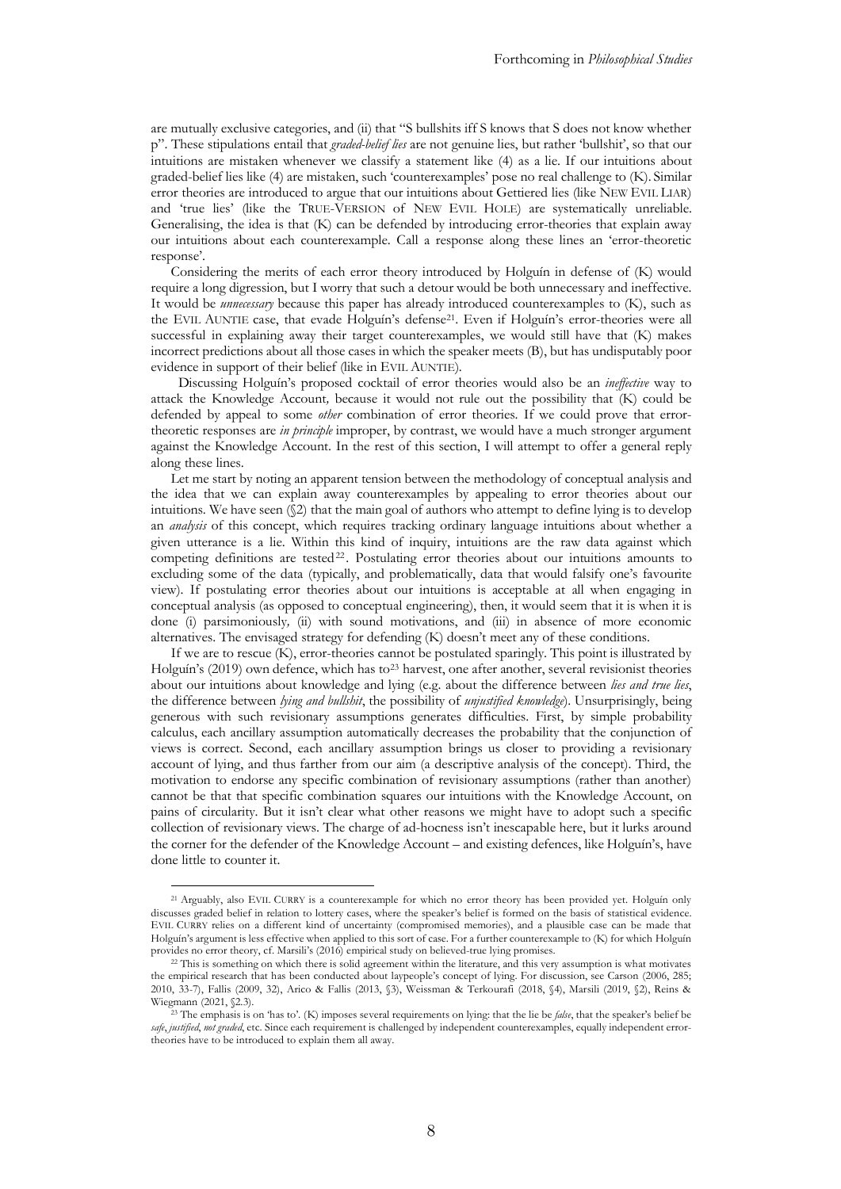are mutually exclusive categories, and (ii) that "S bullshits iff S knows that S does not know whether p". These stipulations entail that *graded-belief lies* are not genuine lies, but rather 'bullshit', so that our intuitions are mistaken whenever we classify a statement like (4) as a lie. If our intuitions about graded-belief lies like (4) are mistaken, such 'counterexamples' pose no real challenge to (K). Similar error theories are introduced to argue that our intuitions about Gettiered lies (like NEW EVIL LIAR) and 'true lies' (like the TRUE-VERSION of NEW EVIL HOLE) are systematically unreliable. Generalising, the idea is that (K) can be defended by introducing error-theories that explain away our intuitions about each counterexample. Call a response along these lines an 'error-theoretic response'.

Considering the merits of each error theory introduced by Holguín in defense of (K) would require a long digression, but I worry that such a detour would be both unnecessary and ineffective. It would be *unnecessary* because this paper has already introduced counterexamples to (K), such as the EVIL AUNTIE case, that evade Holguín's defense[21]. Even if Holguín's error-theories were all successful in explaining away their target counterexamples, we would still have that (K) makes incorrect predictions about all those cases in which the speaker meets (B), but has undisputably poor evidence in support of their belief (like in EVIL AUNTIE).

Discussing Holguín's proposed cocktail of error theories would also be an *ineffective* way to attack the Knowledge Account, because it would not rule out the possibility that (K) could be defended by appeal to some *other* combination of error theories. If we could prove that error-theoretic responses are *in principle* improper, by contrast, we would have a much stronger argument against the Knowledge Account. In the rest of this section, I will attempt to offer a general reply along these lines.

Let me start by noting an apparent tension between the methodology of conceptual analysis and the idea that we can explain away counterexamples by appealing to error theories about our intuitions. We have seen (§2) that the main goal of authors who attempt to define lying is to develop an *analysis* of this concept, which requires tracking ordinary language intuitions about whether a given utterance is a lie. Within this kind of inquiry, intuitions are the raw data against which competing definitions are tested[22]. Postulating error theories about our intuitions amounts to excluding some of the data (typically, and problematically, data that would falsify one's favourite view). If postulating error theories about our intuitions is acceptable at all when engaging in conceptual analysis (as opposed to conceptual engineering), then, it would seem that it is when it is done (i) parsimoniously, (ii) with sound motivations, and (iii) in absence of more economic alternatives. The envisaged strategy for defending (K) doesn't meet any of these conditions.

If we are to rescue (K), error-theories cannot be postulated sparingly. This point is illustrated by Holguín's (2019) own defence, which has to[23] harvest, one after another, several revisionist theories about our intuitions about knowledge and lying (e.g. about the difference between *lies and true lies*, the difference between *lying and bullshit*, the possibility of *unjustified knowledge*). Unsurprisingly, being generous with such revisionary assumptions generates difficulties. First, by simple probability calculus, each ancillary assumption automatically decreases the probability that the conjunction of views is correct. Second, each ancillary assumption brings us closer to providing a revisionary account of lying, and thus farther from our aim (a descriptive analysis of the concept). Third, the motivation to endorse any specific combination of revisionary assumptions (rather than another) cannot be that that specific combination squares our intuitions with the Knowledge Account, on pains of circularity. But it isn't clear what other reasons we might have to adopt such a specific collection of revisionary views. The charge of ad-hocness isn't inescapable here, but it lurks around the corner for the defender of the Knowledge Account – and existing defences, like Holguín's, have done little to counter it.

[21] Arguably, also EVIL CURRY is a counterexample for which no error theory has been provided yet. Holguín only discusses graded belief in relation to lottery cases, where the speaker's belief is formed on the basis of statistical evidence. EVIL CURRY relies on a different kind of uncertainty (compromised memories), and a plausible case can be made that Holguín's argument is less effective when applied to this sort of case. For a further counterexample to (K) for which Holguín provides no error theory, cf. Marsili's (2016) empirical study on believed-true lying promises.

[22] This is something on which there is solid agreement within the literature, and this very assumption is what motivates the empirical research that has been conducted about laypeople's concept of lying. For discussion, see Carson (2006, 285; 2010, 33-7), Fallis (2009, 32), Arico & Fallis (2013, §3), Weissman & Terkourafi (2018, §4), Marsili (2019, §2), Reins & Wiegmann (2021, §2.3).

[23] The emphasis is on 'has to'. (K) imposes several requirements on lying: that the lie be *false*, that the speaker's belief be *safe*, *justified*, *not graded*, etc. Since each requirement is challenged by independent counterexamples, equally independent error-theories have to be introduced to explain them all away.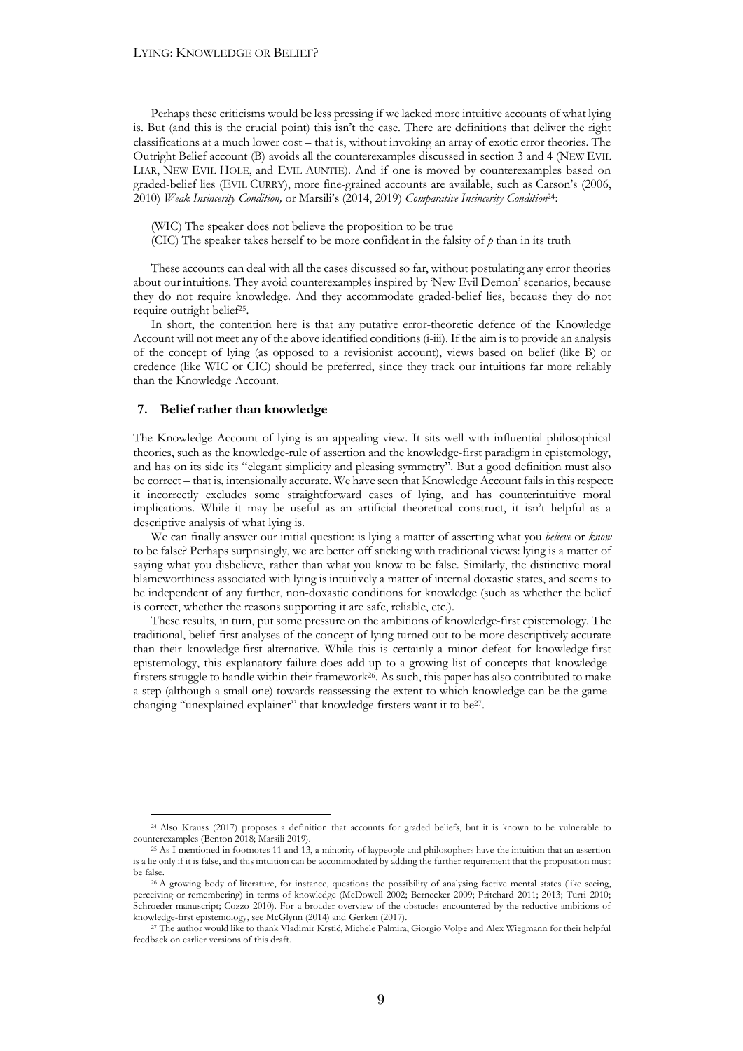Perhaps these criticisms would be less pressing if we lacked more intuitive accounts of what lying is. But (and this is the crucial point) this isn't the case. There are definitions that deliver the right classifications at a much lower cost – that is, without invoking an array of exotic error theories. The Outright Belief account (B) avoids all the counterexamples discussed in section 3 and 4 (NEW EVIL LIAR, NEW EVIL HOLE, and EVIL AUNTIE). And if one is moved by counterexamples based on graded-belief lies (EVIL CURRY), more fine-grained accounts are available, such as Carson's (2006, 2010) *Weak Insincerity Condition,* or Marsili's (2014, 2019) *Comparative Insincerity Condition*[24]:

(WIC) The speaker does not believe the proposition to be true

(CIC) The speaker takes herself to be more confident in the falsity of *p* than in its truth

These accounts can deal with all the cases discussed so far, without postulating any error theories about our intuitions. They avoid counterexamples inspired by 'New Evil Demon' scenarios, because they do not require knowledge. And they accommodate graded-belief lies, because they do not require outright belief[25].

In short, the contention here is that any putative error-theoretic defence of the Knowledge Account will not meet any of the above identified conditions (i-iii). If the aim is to provide an analysis of the concept of lying (as opposed to a revisionist account), views based on belief (like B) or credence (like WIC or CIC) should be preferred, since they track our intuitions far more reliably than the Knowledge Account.

## 7. Belief rather than knowledge

The Knowledge Account of lying is an appealing view. It sits well with influential philosophical theories, such as the knowledge-rule of assertion and the knowledge-first paradigm in epistemology, and has on its side its "elegant simplicity and pleasing symmetry". But a good definition must also be correct – that is, intensionally accurate. We have seen that Knowledge Account fails in this respect: it incorrectly excludes some straightforward cases of lying, and has counterintuitive moral implications. While it may be useful as an artificial theoretical construct, it isn't helpful as a descriptive analysis of what lying is.

We can finally answer our initial question: is lying a matter of asserting what you *believe* or *know* to be false? Perhaps surprisingly, we are better off sticking with traditional views: lying is a matter of saying what you disbelieve, rather than what you know to be false. Similarly, the distinctive moral blameworthiness associated with lying is intuitively a matter of internal doxastic states, and seems to be independent of any further, non-doxastic conditions for knowledge (such as whether the belief is correct, whether the reasons supporting it are safe, reliable, etc.).

These results, in turn, put some pressure on the ambitions of knowledge-first epistemology. The traditional, belief-first analyses of the concept of lying turned out to be more descriptively accurate than their knowledge-first alternative. While this is certainly a minor defeat for knowledge-first epistemology, this explanatory failure does add up to a growing list of concepts that knowledge-firsters struggle to handle within their framework[26]. As such, this paper has also contributed to make a step (although a small one) towards reassessing the extent to which knowledge can be the game-changing "unexplained explainer" that knowledge-firsters want it to be[27].

---

[24] Also Krauss (2017) proposes a definition that accounts for graded beliefs, but it is known to be vulnerable to counterexamples (Benton 2018; Marsili 2019).

[25] As I mentioned in footnotes 11 and 13, a minority of laypeople and philosophers have the intuition that an assertion is a lie only if it is false, and this intuition can be accommodated by adding the further requirement that the proposition must be false.

[26] A growing body of literature, for instance, questions the possibility of analysing factive mental states (like seeing, perceiving or remembering) in terms of knowledge (McDowell 2002; Bernecker 2009; Pritchard 2011; 2013; Turri 2010; Schroeder manuscript; Cozzo 2010). For a broader overview of the obstacles encountered by the reductive ambitions of knowledge-first epistemology, see McGlynn (2014) and Gerken (2017).

[27] The author would like to thank Vladimir Krstić, Michele Palmira, Giorgio Volpe and Alex Wiegmann for their helpful feedback on earlier versions of this draft.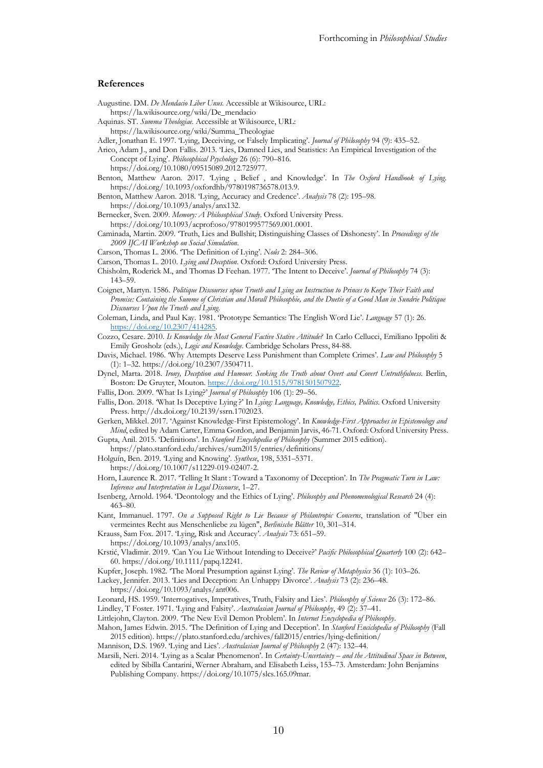### References

Augustine. DM. *De Mendacio Liber Unus.* Accessible at Wikisource, URL: https://la.wikisource.org/wiki/De_mendacio

Aquinas. ST. *Summa Theologiae.* Accessible at Wikisource, URL: https://la.wikisource.org/wiki/Summa_Theologiae

Adler, Jonathan E. 1997. 'Lying, Deceiving, or Falsely Implicating'. *Journal of Philosophy* 94 (9): 435–52.

Arico, Adam J., and Don Fallis. 2013. 'Lies, Damned Lies, and Statistics: An Empirical Investigation of the Concept of Lying'. *Philosophical Psychology* 26 (6): 790–816. https://doi.org/10.1080/09515089.2012.725977.

Benton, Matthew Aaron. 2017. 'Lying , Belief , and Knowledge'. In *The Oxford Handbook of Lying*. https://doi.org/ 10.1093/oxfordhb/9780198736578.013.9.

Benton, Matthew Aaron. 2018. 'Lying, Accuracy and Credence'. *Analysis* 78 (2): 195–98. https://doi.org/10.1093/analys/anx132.

Bernecker, Sven. 2009. *Memory: A Philosophical Study.* Oxford University Press. https://doi.org/10.1093/acprof:oso/9780199577569.001.0001.

Caminada, Martin. 2009. 'Truth, Lies and Bullshit; Distinguishing Classes of Dishonesty'. In *Proceedings of the 2009 IJCAI Workshop on Social Simulation.*

Carson, Thomas L. 2006. 'The Definition of Lying'. *Noûs* 2: 284–306.

Carson, Thomas L. 2010. *Lying and Deception.* Oxford: Oxford University Press.

Chisholm, Roderick M., and Thomas D Feehan. 1977. 'The Intent to Deceive'. *Journal of Philosophy* 74 (3): 143–59.

Coignet, Martyn. 1586. *Politique Discourses upon Trueth and Lying an Instruction to Princes to Keepe Their Faith and Promise: Containing the Summe of Christian and Morall Philosophie, and the Duetie of a Good Man in Sundrie Politique Discourses Vpon the Trueth and Lying.*

Coleman, Linda, and Paul Kay. 1981. 'Prototype Semantics: The English Word Lie'. *Language* 57 (1): 26. https://doi.org/10.2307/414285.

Cozzo, Cesare. 2010. *Is Knowledge the Most General Factive Stative Attitude?* In Carlo Cellucci, Emiliano Ippoliti & Emily Grosholz (eds.), *Logic and Knowledge*. Cambridge Scholars Press, 84-88.

Davis, Michael. 1986. 'Why Attempts Deserve Less Punishment than Complete Crimes'. *Law and Philosophy* 5 (1): 1–32. https://doi.org/10.2307/3504711.

Dynel, Marta. 2018. *Irony, Deception and Humour. Seeking the Truth about Overt and Covert Untruthfulness.* Berlin, Boston: De Gruyter, Mouton. https://doi.org/10.1515/9781501507922.

Fallis, Don. 2009. 'What Is Lying?' *Journal of Philosophy* 106 (1): 29–56.

Fallis, Don. 2018. 'What Is Deceptive Lying?' In *Lying: Language, Knowledge, Ethics, Politics*. Oxford University Press. http://dx.doi.org/10.2139/ssrn.1702023.

Gerken, Mikkel. 2017. 'Against Knowledge-First Epistemology'. In *Knowledge-First Approaches in Epistemology and Mind*, edited by Adam Carter, Emma Gordon, and Benjamin Jarvis, 46-71. Oxford: Oxford University Press.

Gupta, Anil. 2015. 'Definitions'. In *Stanford Encyclopedia of Philosophy* (Summer 2015 edition). https://plato.stanford.edu/archives/sum2015/entries/definitions/

Holguín, Ben. 2019. 'Lying and Knowing'. *Synthese*, 198, 5351–5371. https://doi.org/10.1007/s11229-019-02407-2.

Horn, Laurence R. 2017. 'Telling It Slant : Toward a Taxonomy of Deception'. In *The Pragmatic Turn in Law: Inference and Interpretation in Legal Discourse*, 1–27.

Isenberg, Arnold. 1964. 'Deontology and the Ethics of Lying'. *Philosophy and Phenomenological Research* 24 (4): 463–80.

Kant, Immanuel. 1797. *On a Supposed Right to Lie Because of Philantropic Concerns*, translation of "Über ein vermeintes Recht aus Menschenliebe zu lügen", *Berlinische Blätter* 10, 301–314.

Krauss, Sam Fox. 2017. 'Lying, Risk and Accuracy'. *Analysis* 73: 651–59. https://doi.org/10.1093/analys/anx105.

Krstić, Vladimir. 2019. 'Can You Lie Without Intending to Deceive?' *Pacific Philosophical Quarterly* 100 (2): 642–60. https://doi.org/10.1111/papq.12241.

Kupfer, Joseph. 1982. 'The Moral Presumption against Lying'. *The Review of Metaphysics* 36 (1): 103–26.

Lackey, Jennifer. 2013. 'Lies and Deception: An Unhappy Divorce'. *Analysis* 73 (2): 236–48. https://doi.org/10.1093/analys/ant006.

Leonard, HS. 1959. 'Interrogatives, Imperatives, Truth, Falsity and Lies'. *Philosophy of Science* 26 (3): 172–86.

Lindley, T Foster. 1971. 'Lying and Falsity'. *Australasian Journal of Philosophy*, 49 (2): 37–41.

Littlejohn, Clayton. 2009. 'The New Evil Demon Problem'. In *Internet Encyclopedia of Philosophy*.

Mahon, James Edwin. 2015. 'The Definition of Lying and Deception'. In *Stanford Enciclopedia of Philosophy* (Fall 2015 edition). https://plato.stanford.edu/archives/fall2015/entries/lying-definition/

Mannison, D.S. 1969. 'Lying and Lies'. *Australasian Journal of Philosophy* 2 (47): 132–44.

Marsili, Neri. 2014. 'Lying as a Scalar Phenomenon'. In *Certainty-Uncertainty – and the Attitudinal Space in Between*, edited by Sibilla Cantarini, Werner Abraham, and Elisabeth Leiss, 153–73. Amsterdam: John Benjamins Publishing Company. https://doi.org/10.1075/slcs.165.09mar.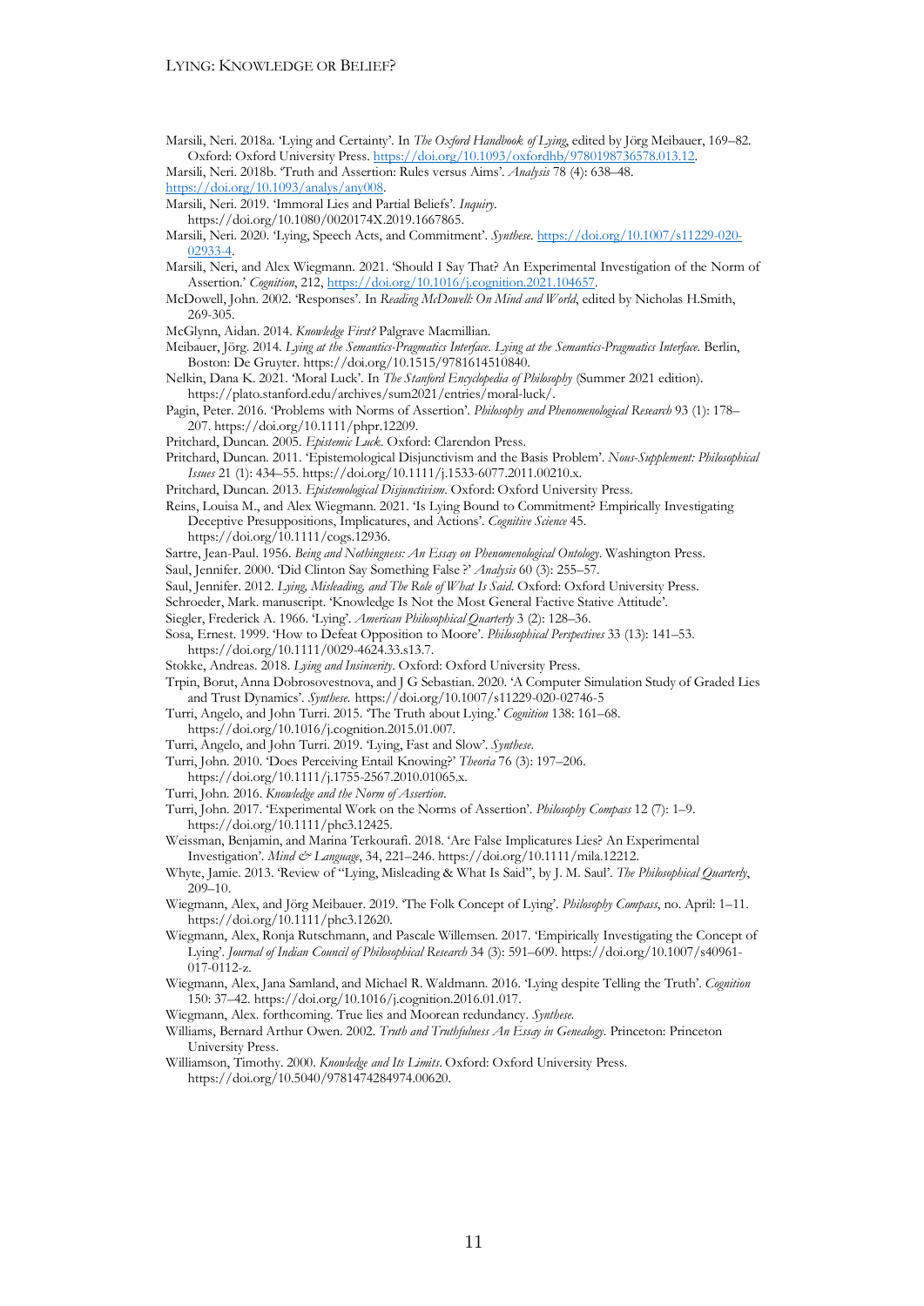Marsili, Neri. 2018a. 'Lying and Certainty'. In *The Oxford Handbook of Lying*, edited by Jörg Meibauer, 169–82. Oxford: Oxford University Press. https://doi.org/10.1093/oxfordhb/9780198736578.013.12.

Marsili, Neri. 2018b. 'Truth and Assertion: Rules versus Aims'. *Analysis* 78 (4): 638–48. https://doi.org/10.1093/analys/any008.

Marsili, Neri. 2019. 'Immoral Lies and Partial Beliefs'. *Inquiry*. https://doi.org/10.1080/0020174X.2019.1667865.

Marsili, Neri. 2020. 'Lying, Speech Acts, and Commitment'. *Synthese*. https://doi.org/10.1007/s11229-020-02933-4.

Marsili, Neri, and Alex Wiegmann. 2021. 'Should I Say That? An Experimental Investigation of the Norm of Assertion.' *Cognition*, 212, https://doi.org/10.1016/j.cognition.2021.104657.

McDowell, John. 2002. 'Responses'. In *Reading McDowell: On Mind and World*, edited by Nicholas H.Smith, 269-305.

McGlynn, Aidan. 2014. *Knowledge First?* Palgrave Macmillian.

Meibauer, Jörg. 2014. *Lying at the Semantics-Pragmatics Interface*. *Lying at the Semantics-Pragmatics Interface*. Berlin, Boston: De Gruyter. https://doi.org/10.1515/9781614510840.

Nelkin, Dana K. 2021. 'Moral Luck'. In *The Stanford Encyclopedia of Philosophy* (Summer 2021 edition). https://plato.stanford.edu/archives/sum2021/entries/moral-luck/.

Pagin, Peter. 2016. 'Problems with Norms of Assertion'. *Philosophy and Phenomenological Research* 93 (1): 178–207. https://doi.org/10.1111/phpr.12209.

Pritchard, Duncan. 2005. *Epistemic Luck*. Oxford: Clarendon Press.

Pritchard, Duncan. 2011. 'Epistemological Disjunctivism and the Basis Problem'. *Nous-Supplement: Philosophical Issues* 21 (1): 434–55. https://doi.org/10.1111/j.1533-6077.2011.00210.x.

Pritchard, Duncan. 2013. *Epistemological Disjunctivism*. Oxford: Oxford University Press.

Reins, Louisa M., and Alex Wiegmann. 2021. 'Is Lying Bound to Commitment? Empirically Investigating Deceptive Presuppositions, Implicatures, and Actions'. *Cognitive Science* 45. https://doi.org/10.1111/cogs.12936.

Sartre, Jean-Paul. 1956. *Being and Nothingness: An Essay on Phenomenological Ontology*. Washington Press.

Saul, Jennifer. 2000. 'Did Clinton Say Something False ?' *Analysis* 60 (3): 255–57.

Saul, Jennifer. 2012. *Lying, Misleading, and The Role of What Is Said*. Oxford: Oxford University Press.

Schroeder, Mark. manuscript. 'Knowledge Is Not the Most General Factive Stative Attitude'.

Siegler, Frederick A. 1966. 'Lying'. *American Philosophical Quarterly* 3 (2): 128–36.

Sosa, Ernest. 1999. 'How to Defeat Opposition to Moore'. *Philosophical Perspectives* 33 (13): 141–53. https://doi.org/10.1111/0029-4624.33.s13.7.

Stokke, Andreas. 2018. *Lying and Insincerity*. Oxford: Oxford University Press.

Trpin, Borut, Anna Dobrosovestnova, and J G Sebastian. 2020. 'A Computer Simulation Study of Graded Lies and Trust Dynamics'. *Synthese*. https://doi.org/10.1007/s11229-020-02746-5

Turri, Angelo, and John Turri. 2015. 'The Truth about Lying.' *Cognition* 138: 161–68. https://doi.org/10.1016/j.cognition.2015.01.007.

Turri, Angelo, and John Turri. 2019. 'Lying, Fast and Slow'. *Synthese*.

Turri, John. 2010. 'Does Perceiving Entail Knowing?' *Theoria* 76 (3): 197–206. https://doi.org/10.1111/j.1755-2567.2010.01065.x.

Turri, John. 2016. *Knowledge and the Norm of Assertion*.

Turri, John. 2017. 'Experimental Work on the Norms of Assertion'. *Philosophy Compass* 12 (7): 1–9. https://doi.org/10.1111/phc3.12425.

Weissman, Benjamin, and Marina Terkourafi. 2018. 'Are False Implicatures Lies? An Experimental Investigation'. *Mind & Language*, 34, 221–246. https://doi.org/10.1111/mila.12212.

Whyte, Jamie. 2013. 'Review of "Lying, Misleading & What Is Said", by J. M. Saul'. *The Philosophical Quarterly*, 209–10.

Wiegmann, Alex, and Jörg Meibauer. 2019. 'The Folk Concept of Lying'. *Philosophy Compass*, no. April: 1–11. https://doi.org/10.1111/phc3.12620.

Wiegmann, Alex, Ronja Rutschmann, and Pascale Willemsen. 2017. 'Empirically Investigating the Concept of Lying'. *Journal of Indian Council of Philosophical Research* 34 (3): 591–609. https://doi.org/10.1007/s40961-017-0112-z.

Wiegmann, Alex, Jana Samland, and Michael R. Waldmann. 2016. 'Lying despite Telling the Truth'. *Cognition* 150: 37–42. https://doi.org/10.1016/j.cognition.2016.01.017.

Wiegmann, Alex. forthcoming. True lies and Moorean redundancy. *Synthese*.

Williams, Bernard Arthur Owen. 2002. *Truth and Truthfulness An Essay in Genealogy*. Princeton: Princeton University Press.

Williamson, Timothy. 2000. *Knowledge and Its Limits*. Oxford: Oxford University Press. https://doi.org/10.5040/9781474284974.00620.